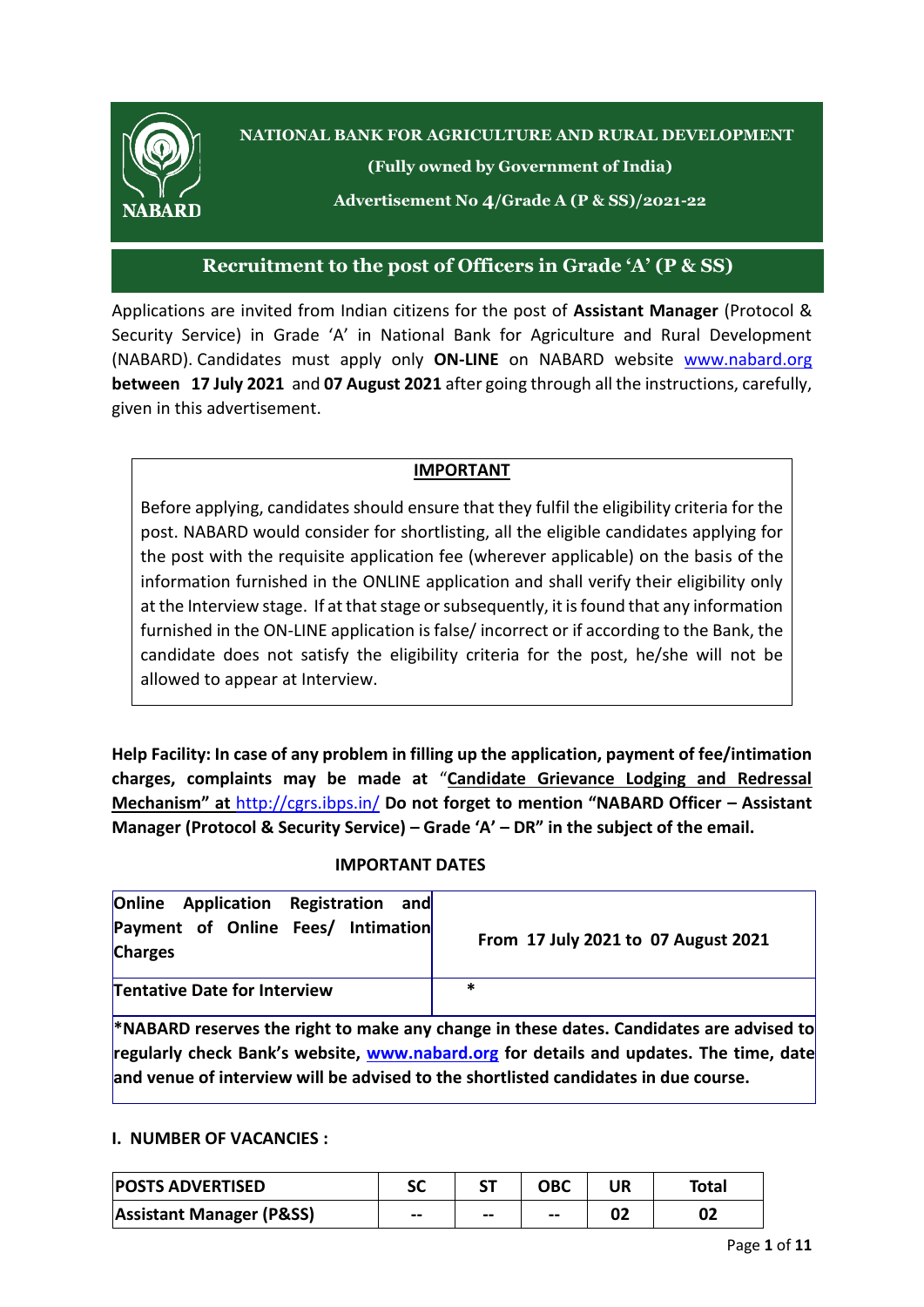**NATIONAL BANK FOR AGRICULTURE AND RURAL DEVELOPMENT**

**(Fully owned by Government of India)**

**Advertisement No 4/Grade A (P & SS)/2021-22**

# Recruitment to the post of Officers in Grade 'A' (P & SS)

Applications are invited from Indian citizens for the post of **Assistant Manager** (Protocol & Security Service) in Grade 'A' in National Bank for Agriculture and Rural Development (NABARD). Candidates must apply only **ON-LINE** on NABARD website www.nabard.org **between 17 July 2021** and **07 August 2021** after going through all the instructions, carefully, given in this advertisement.

> **IMPORTANT**
>
> Before applying, candidates should ensure that they fulfil the eligibility criteria for the post. NABARD would consider for shortlisting, all the eligible candidates applying for the post with the requisite application fee (wherever applicable) on the basis of the information furnished in the ONLINE application and shall verify their eligibility only at the Interview stage. If at that stage or subsequently, it is found that any information furnished in the ON-LINE application is false/ incorrect or if according to the Bank, the candidate does not satisfy the eligibility criteria for the post, he/she will not be allowed to appear at Interview.

**Help Facility: In case of any problem in filling up the application, payment of fee/intimation charges, complaints may be made at "Candidate Grievance Lodging and Redressal Mechanism" at http://cgrs.ibps.in/ Do not forget to mention "NABARD Officer – Assistant Manager (Protocol & Security Service) – Grade 'A' – DR" in the subject of the email.**

**IMPORTANT DATES**

| | |
|---|---|
| **Online Application Registration and Payment of Online Fees/ Intimation Charges** | **From 17 July 2021 to 07 August 2021** |
| **Tentative Date for Interview** | * |

**\*NABARD reserves the right to make any change in these dates. Candidates are advised to regularly check Bank's website, www.nabard.org for details and updates. The time, date and venue of interview will be advised to the shortlisted candidates in due course.**

**I. NUMBER OF VACANCIES :**

| POSTS ADVERTISED | SC | ST | OBC | UR | Total |
|---|---|---|---|---|---|
| **Assistant Manager (P&SS)** | -- | -- | -- | 02 | 02 |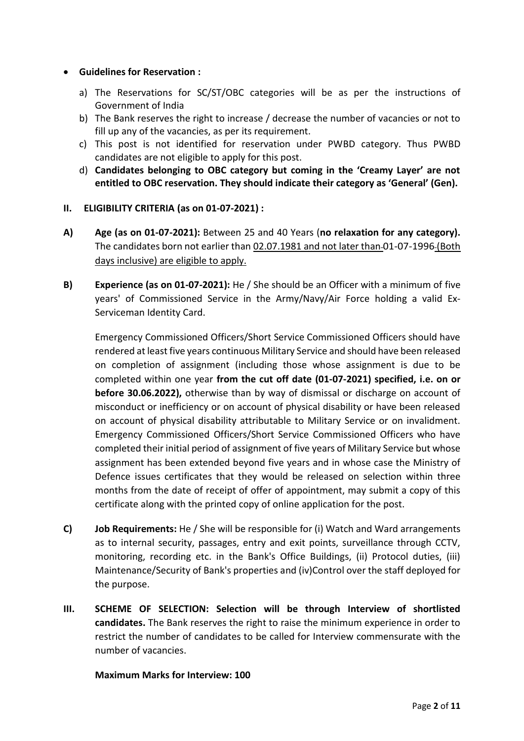- **Guidelines for Reservation :**

  a) The Reservations for SC/ST/OBC categories will be as per the instructions of Government of India

  b) The Bank reserves the right to increase / decrease the number of vacancies or not to fill up any of the vacancies, as per its requirement.

  c) This post is not identified for reservation under PWBD category. Thus PWBD candidates are not eligible to apply for this post.

  d) **Candidates belonging to OBC category but coming in the 'Creamy Layer' are not entitled to OBC reservation. They should indicate their category as 'General' (Gen).**

**II. ELIGIBILITY CRITERIA (as on 01-07-2021) :**

**A) Age (as on 01-07-2021):** Between 25 and 40 Years (**no relaxation for any category).** The candidates born not earlier than 02.07.1981 and not later than 01-07-1996 (Both days inclusive) are eligible to apply.

**B) Experience (as on 01-07-2021):** He / She should be an Officer with a minimum of five years' of Commissioned Service in the Army/Navy/Air Force holding a valid Ex-Serviceman Identity Card.

Emergency Commissioned Officers/Short Service Commissioned Officers should have rendered at least five years continuous Military Service and should have been released on completion of assignment (including those whose assignment is due to be completed within one year **from the cut off date (01-07-2021) specified, i.e. on or before 30.06.2022),** otherwise than by way of dismissal or discharge on account of misconduct or inefficiency or on account of physical disability or have been released on account of physical disability attributable to Military Service or on invalidment. Emergency Commissioned Officers/Short Service Commissioned Officers who have completed their initial period of assignment of five years of Military Service but whose assignment has been extended beyond five years and in whose case the Ministry of Defence issues certificates that they would be released on selection within three months from the date of receipt of offer of appointment, may submit a copy of this certificate along with the printed copy of online application for the post.

**C) Job Requirements:** He / She will be responsible for (i) Watch and Ward arrangements as to internal security, passages, entry and exit points, surveillance through CCTV, monitoring, recording etc. in the Bank's Office Buildings, (ii) Protocol duties, (iii) Maintenance/Security of Bank's properties and (iv)Control over the staff deployed for the purpose.

**III. SCHEME OF SELECTION: Selection will be through Interview of shortlisted candidates.** The Bank reserves the right to raise the minimum experience in order to restrict the number of candidates to be called for Interview commensurate with the number of vacancies.

**Maximum Marks for Interview: 100**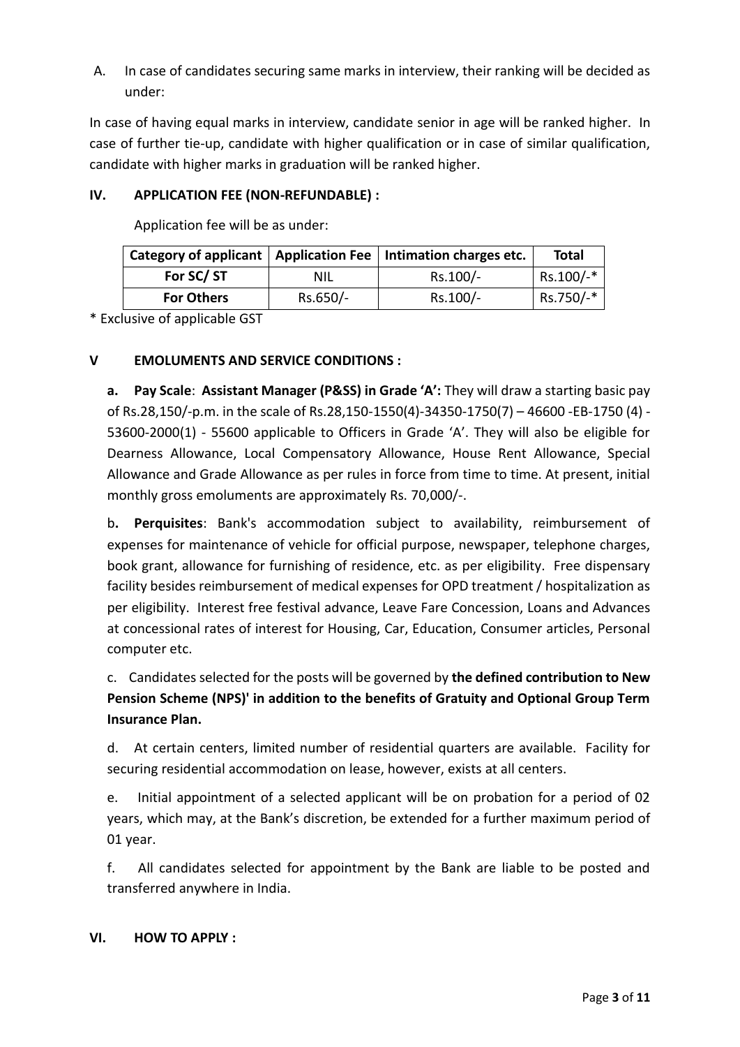A. In case of candidates securing same marks in interview, their ranking will be decided as under:

In case of having equal marks in interview, candidate senior in age will be ranked higher. In case of further tie-up, candidate with higher qualification or in case of similar qualification, candidate with higher marks in graduation will be ranked higher.

## IV. APPLICATION FEE (NON-REFUNDABLE) :

Application fee will be as under:

| Category of applicant | Application Fee | Intimation charges etc. | Total |
|---|---|---|---|
| For SC/ ST | NIL | Rs.100/- | Rs.100/-* |
| For Others | Rs.650/- | Rs.100/- | Rs.750/-* |

* Exclusive of applicable GST

## V EMOLUMENTS AND SERVICE CONDITIONS :

**a. Pay Scale**: **Assistant Manager (P&SS) in Grade 'A':** They will draw a starting basic pay of Rs.28,150/-p.m. in the scale of Rs.28,150-1550(4)-34350-1750(7) – 46600 -EB-1750 (4) - 53600-2000(1) - 55600 applicable to Officers in Grade 'A'. They will also be eligible for Dearness Allowance, Local Compensatory Allowance, House Rent Allowance, Special Allowance and Grade Allowance as per rules in force from time to time. At present, initial monthly gross emoluments are approximately Rs. 70,000/-.

b**. Perquisites**: Bank's accommodation subject to availability, reimbursement of expenses for maintenance of vehicle for official purpose, newspaper, telephone charges, book grant, allowance for furnishing of residence, etc. as per eligibility. Free dispensary facility besides reimbursement of medical expenses for OPD treatment / hospitalization as per eligibility. Interest free festival advance, Leave Fare Concession, Loans and Advances at concessional rates of interest for Housing, Car, Education, Consumer articles, Personal computer etc.

c. Candidates selected for the posts will be governed by **the defined contribution to New Pension Scheme (NPS)' in addition to the benefits of Gratuity and Optional Group Term Insurance Plan.**

d. At certain centers, limited number of residential quarters are available. Facility for securing residential accommodation on lease, however, exists at all centers.

e. Initial appointment of a selected applicant will be on probation for a period of 02 years, which may, at the Bank's discretion, be extended for a further maximum period of 01 year.

f. All candidates selected for appointment by the Bank are liable to be posted and transferred anywhere in India.

## VI. HOW TO APPLY :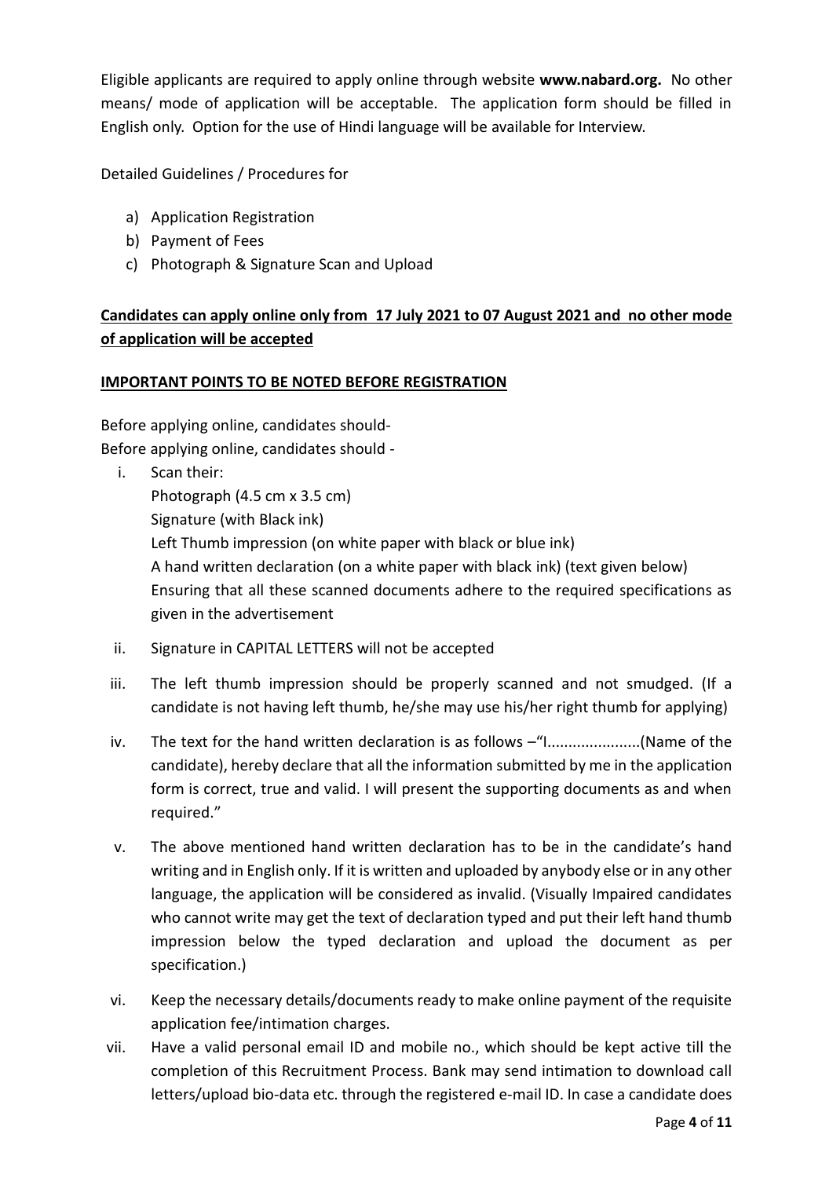Eligible applicants are required to apply online through website **www.nabard.org.** No other means/ mode of application will be acceptable. The application form should be filled in English only. Option for the use of Hindi language will be available for Interview.

Detailed Guidelines / Procedures for

a) Application Registration
b) Payment of Fees
c) Photograph & Signature Scan and Upload

**Candidates can apply online only from 17 July 2021 to 07 August 2021 and no other mode of application will be accepted**

**IMPORTANT POINTS TO BE NOTED BEFORE REGISTRATION**

Before applying online, candidates should-
Before applying online, candidates should -

i. Scan their:
   Photograph (4.5 cm x 3.5 cm)
   Signature (with Black ink)
   Left Thumb impression (on white paper with black or blue ink)
   A hand written declaration (on a white paper with black ink) (text given below)
   Ensuring that all these scanned documents adhere to the required specifications as given in the advertisement

ii. Signature in CAPITAL LETTERS will not be accepted

iii. The left thumb impression should be properly scanned and not smudged. (If a candidate is not having left thumb, he/she may use his/her right thumb for applying)

iv. The text for the hand written declaration is as follows –"I......................(Name of the candidate), hereby declare that all the information submitted by me in the application form is correct, true and valid. I will present the supporting documents as and when required."

v. The above mentioned hand written declaration has to be in the candidate's hand writing and in English only. If it is written and uploaded by anybody else or in any other language, the application will be considered as invalid. (Visually Impaired candidates who cannot write may get the text of declaration typed and put their left hand thumb impression below the typed declaration and upload the document as per specification.)

vi. Keep the necessary details/documents ready to make online payment of the requisite application fee/intimation charges.

vii. Have a valid personal email ID and mobile no., which should be kept active till the completion of this Recruitment Process. Bank may send intimation to download call letters/upload bio-data etc. through the registered e-mail ID. In case a candidate does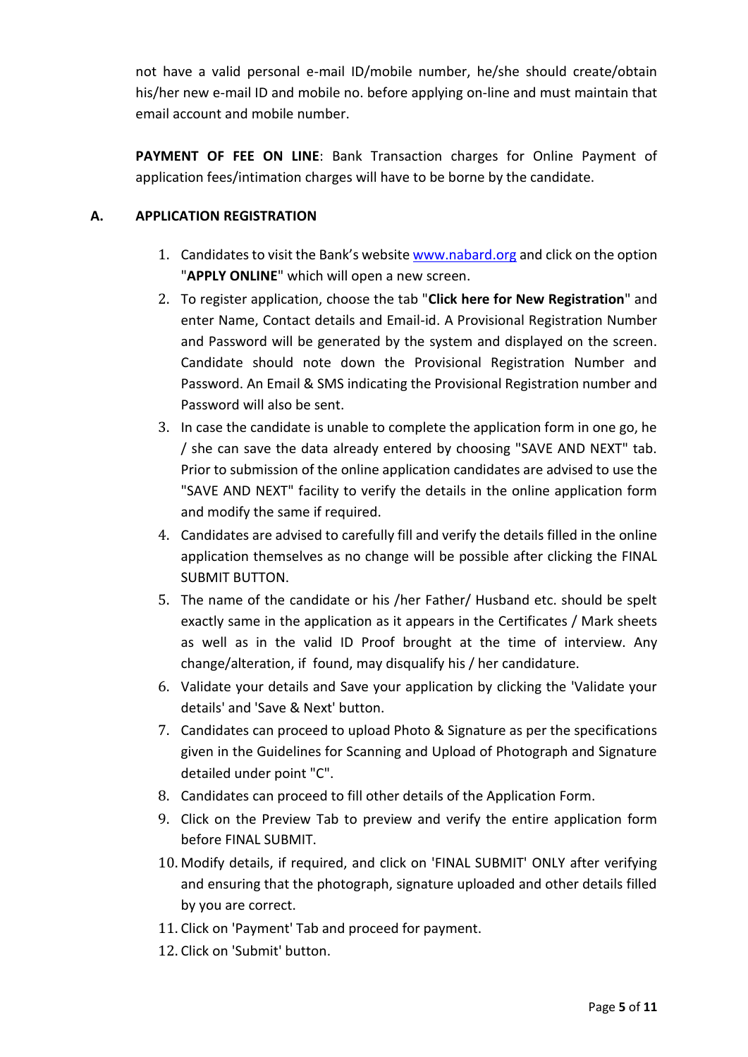not have a valid personal e-mail ID/mobile number, he/she should create/obtain his/her new e-mail ID and mobile no. before applying on-line and must maintain that email account and mobile number.

**PAYMENT OF FEE ON LINE**: Bank Transaction charges for Online Payment of application fees/intimation charges will have to be borne by the candidate.

## A. APPLICATION REGISTRATION

1. Candidates to visit the Bank's website www.nabard.org and click on the option "**APPLY ONLINE**" which will open a new screen.
2. To register application, choose the tab "**Click here for New Registration**" and enter Name, Contact details and Email-id. A Provisional Registration Number and Password will be generated by the system and displayed on the screen. Candidate should note down the Provisional Registration Number and Password. An Email & SMS indicating the Provisional Registration number and Password will also be sent.
3. In case the candidate is unable to complete the application form in one go, he / she can save the data already entered by choosing "SAVE AND NEXT" tab. Prior to submission of the online application candidates are advised to use the "SAVE AND NEXT" facility to verify the details in the online application form and modify the same if required.
4. Candidates are advised to carefully fill and verify the details filled in the online application themselves as no change will be possible after clicking the FINAL SUBMIT BUTTON.
5. The name of the candidate or his /her Father/ Husband etc. should be spelt exactly same in the application as it appears in the Certificates / Mark sheets as well as in the valid ID Proof brought at the time of interview. Any change/alteration, if found, may disqualify his / her candidature.
6. Validate your details and Save your application by clicking the 'Validate your details' and 'Save & Next' button.
7. Candidates can proceed to upload Photo & Signature as per the specifications given in the Guidelines for Scanning and Upload of Photograph and Signature detailed under point "C".
8. Candidates can proceed to fill other details of the Application Form.
9. Click on the Preview Tab to preview and verify the entire application form before FINAL SUBMIT.
10. Modify details, if required, and click on 'FINAL SUBMIT' ONLY after verifying and ensuring that the photograph, signature uploaded and other details filled by you are correct.
11. Click on 'Payment' Tab and proceed for payment.
12. Click on 'Submit' button.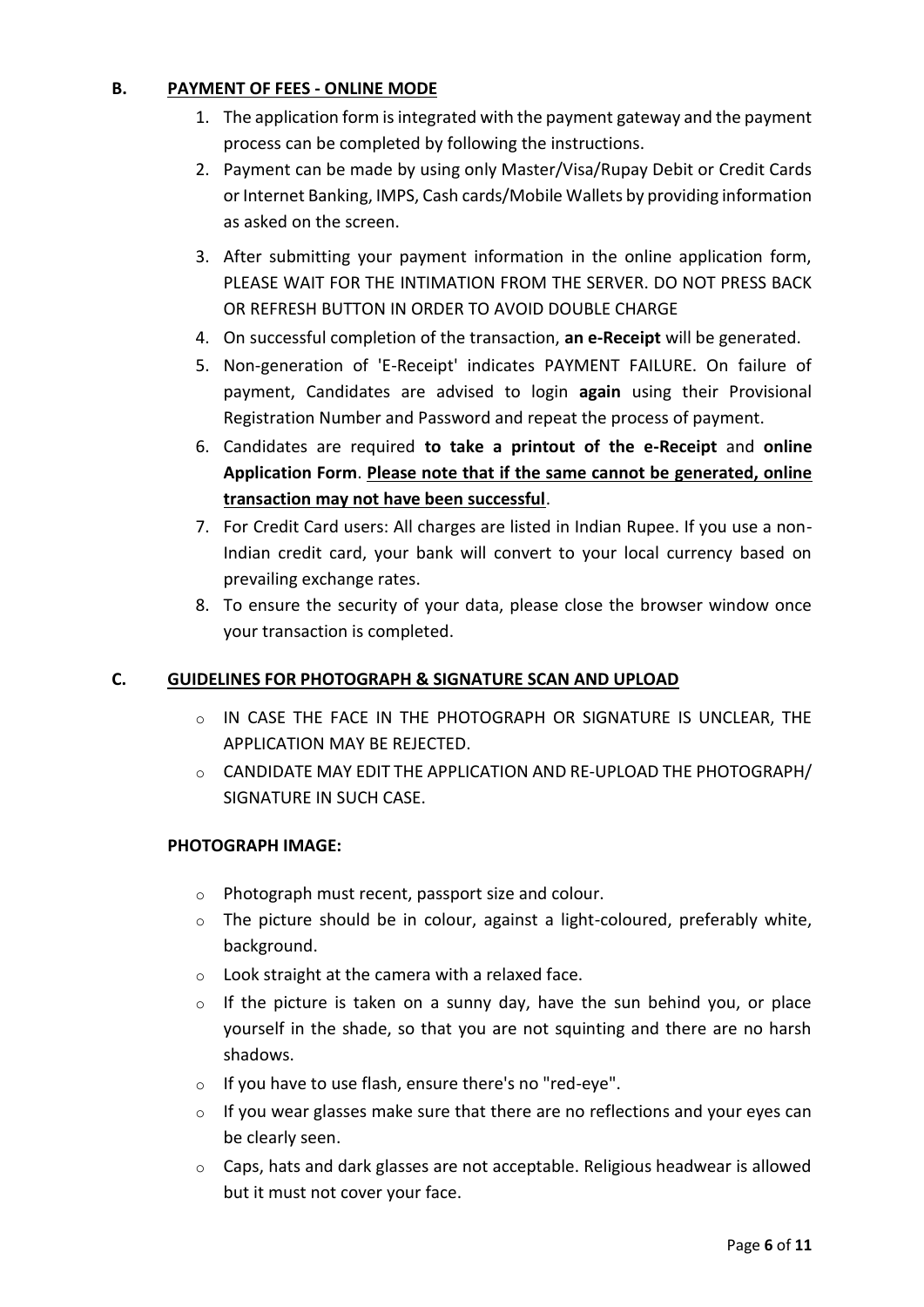## B. PAYMENT OF FEES - ONLINE MODE

1. The application form is integrated with the payment gateway and the payment process can be completed by following the instructions.
2. Payment can be made by using only Master/Visa/Rupay Debit or Credit Cards or Internet Banking, IMPS, Cash cards/Mobile Wallets by providing information as asked on the screen.
3. After submitting your payment information in the online application form, PLEASE WAIT FOR THE INTIMATION FROM THE SERVER. DO NOT PRESS BACK OR REFRESH BUTTON IN ORDER TO AVOID DOUBLE CHARGE
4. On successful completion of the transaction, **an e-Receipt** will be generated.
5. Non-generation of 'E-Receipt' indicates PAYMENT FAILURE. On failure of payment, Candidates are advised to login **again** using their Provisional Registration Number and Password and repeat the process of payment.
6. Candidates are required **to take a printout of the e-Receipt** and **online Application Form**. **Please note that if the same cannot be generated, online transaction may not have been successful**.
7. For Credit Card users: All charges are listed in Indian Rupee. If you use a non-Indian credit card, your bank will convert to your local currency based on prevailing exchange rates.
8. To ensure the security of your data, please close the browser window once your transaction is completed.

## C. GUIDELINES FOR PHOTOGRAPH & SIGNATURE SCAN AND UPLOAD

- IN CASE THE FACE IN THE PHOTOGRAPH OR SIGNATURE IS UNCLEAR, THE APPLICATION MAY BE REJECTED.
- CANDIDATE MAY EDIT THE APPLICATION AND RE-UPLOAD THE PHOTOGRAPH/ SIGNATURE IN SUCH CASE.

### PHOTOGRAPH IMAGE:

- Photograph must recent, passport size and colour.
- The picture should be in colour, against a light-coloured, preferably white, background.
- Look straight at the camera with a relaxed face.
- If the picture is taken on a sunny day, have the sun behind you, or place yourself in the shade, so that you are not squinting and there are no harsh shadows.
- If you have to use flash, ensure there's no "red-eye".
- If you wear glasses make sure that there are no reflections and your eyes can be clearly seen.
- Caps, hats and dark glasses are not acceptable. Religious headwear is allowed but it must not cover your face.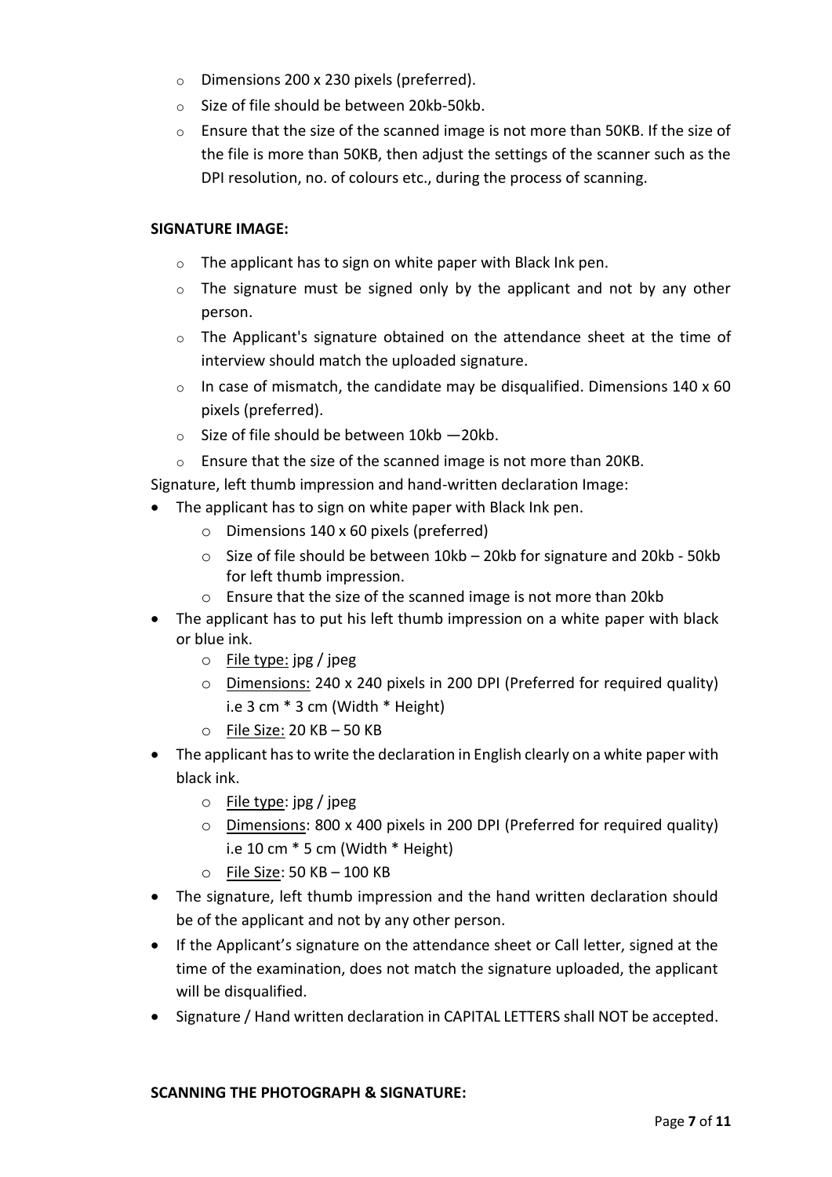- Dimensions 200 x 230 pixels (preferred).
- Size of file should be between 20kb-50kb.
- Ensure that the size of the scanned image is not more than 50KB. If the size of the file is more than 50KB, then adjust the settings of the scanner such as the DPI resolution, no. of colours etc., during the process of scanning.

**SIGNATURE IMAGE:**

- The applicant has to sign on white paper with Black Ink pen.
- The signature must be signed only by the applicant and not by any other person.
- The Applicant's signature obtained on the attendance sheet at the time of interview should match the uploaded signature.
- In case of mismatch, the candidate may be disqualified. Dimensions 140 x 60 pixels (preferred).
- Size of file should be between 10kb —20kb.
- Ensure that the size of the scanned image is not more than 20KB.

Signature, left thumb impression and hand-written declaration Image:

- The applicant has to sign on white paper with Black Ink pen.
  - Dimensions 140 x 60 pixels (preferred)
  - Size of file should be between 10kb – 20kb for signature and 20kb - 50kb for left thumb impression.
  - Ensure that the size of the scanned image is not more than 20kb
- The applicant has to put his left thumb impression on a white paper with black or blue ink.
  - File type: jpg / jpeg
  - Dimensions: 240 x 240 pixels in 200 DPI (Preferred for required quality) i.e 3 cm * 3 cm (Width * Height)
  - File Size: 20 KB – 50 KB
- The applicant has to write the declaration in English clearly on a white paper with black ink.
  - File type: jpg / jpeg
  - Dimensions: 800 x 400 pixels in 200 DPI (Preferred for required quality) i.e 10 cm * 5 cm (Width * Height)
  - File Size: 50 KB – 100 KB
- The signature, left thumb impression and the hand written declaration should be of the applicant and not by any other person.
- If the Applicant's signature on the attendance sheet or Call letter, signed at the time of the examination, does not match the signature uploaded, the applicant will be disqualified.
- Signature / Hand written declaration in CAPITAL LETTERS shall NOT be accepted.

**SCANNING THE PHOTOGRAPH & SIGNATURE:**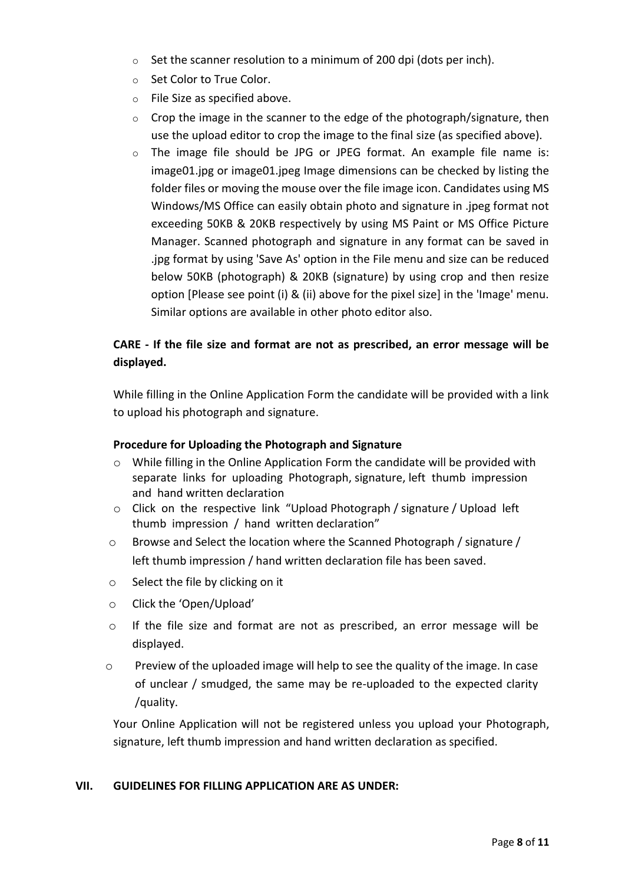- Set the scanner resolution to a minimum of 200 dpi (dots per inch).
- Set Color to True Color.
- File Size as specified above.
- Crop the image in the scanner to the edge of the photograph/signature, then use the upload editor to crop the image to the final size (as specified above).
- The image file should be JPG or JPEG format. An example file name is: image01.jpg or image01.jpeg Image dimensions can be checked by listing the folder files or moving the mouse over the file image icon. Candidates using MS Windows/MS Office can easily obtain photo and signature in .jpeg format not exceeding 50KB & 20KB respectively by using MS Paint or MS Office Picture Manager. Scanned photograph and signature in any format can be saved in .jpg format by using 'Save As' option in the File menu and size can be reduced below 50KB (photograph) & 20KB (signature) by using crop and then resize option [Please see point (i) & (ii) above for the pixel size] in the 'Image' menu. Similar options are available in other photo editor also.

**CARE - If the file size and format are not as prescribed, an error message will be displayed.**

While filling in the Online Application Form the candidate will be provided with a link to upload his photograph and signature.

**Procedure for Uploading the Photograph and Signature**

- While filling in the Online Application Form the candidate will be provided with separate links for uploading Photograph, signature, left thumb impression and hand written declaration
- Click on the respective link "Upload Photograph / signature / Upload left thumb impression / hand written declaration"
- Browse and Select the location where the Scanned Photograph / signature / left thumb impression / hand written declaration file has been saved.
- Select the file by clicking on it
- Click the 'Open/Upload'
- If the file size and format are not as prescribed, an error message will be displayed.
- Preview of the uploaded image will help to see the quality of the image. In case of unclear / smudged, the same may be re-uploaded to the expected clarity /quality.

Your Online Application will not be registered unless you upload your Photograph, signature, left thumb impression and hand written declaration as specified.

## VII. GUIDELINES FOR FILLING APPLICATION ARE AS UNDER: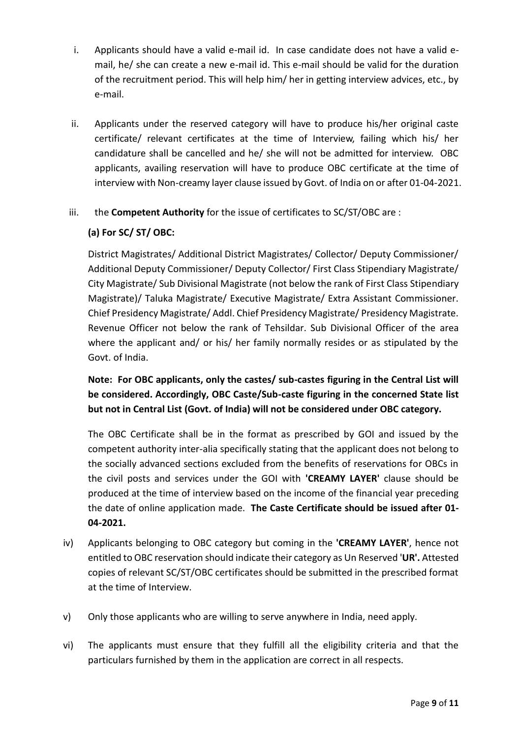i. Applicants should have a valid e-mail id. In case candidate does not have a valid e-mail, he/ she can create a new e-mail id. This e-mail should be valid for the duration of the recruitment period. This will help him/ her in getting interview advices, etc., by e-mail.

ii. Applicants under the reserved category will have to produce his/her original caste certificate/ relevant certificates at the time of Interview, failing which his/ her candidature shall be cancelled and he/ she will not be admitted for interview. OBC applicants, availing reservation will have to produce OBC certificate at the time of interview with Non-creamy layer clause issued by Govt. of India on or after 01-04-2021.

iii. the **Competent Authority** for the issue of certificates to SC/ST/OBC are :

**(a) For SC/ ST/ OBC:**

District Magistrates/ Additional District Magistrates/ Collector/ Deputy Commissioner/ Additional Deputy Commissioner/ Deputy Collector/ First Class Stipendiary Magistrate/ City Magistrate/ Sub Divisional Magistrate (not below the rank of First Class Stipendiary Magistrate)/ Taluka Magistrate/ Executive Magistrate/ Extra Assistant Commissioner. Chief Presidency Magistrate/ Addl. Chief Presidency Magistrate/ Presidency Magistrate. Revenue Officer not below the rank of Tehsildar. Sub Divisional Officer of the area where the applicant and/ or his/ her family normally resides or as stipulated by the Govt. of India.

**Note: For OBC applicants, only the castes/ sub-castes figuring in the Central List will be considered. Accordingly, OBC Caste/Sub-caste figuring in the concerned State list but not in Central List (Govt. of India) will not be considered under OBC category.**

The OBC Certificate shall be in the format as prescribed by GOI and issued by the competent authority inter-alia specifically stating that the applicant does not belong to the socially advanced sections excluded from the benefits of reservations for OBCs in the civil posts and services under the GOI with **'CREAMY LAYER'** clause should be produced at the time of interview based on the income of the financial year preceding the date of online application made. **The Caste Certificate should be issued after 01-04-2021.**

iv) Applicants belonging to OBC category but coming in the **'CREAMY LAYER'**, hence not entitled to OBC reservation should indicate their category as Un Reserved '**UR'.** Attested copies of relevant SC/ST/OBC certificates should be submitted in the prescribed format at the time of Interview.

v) Only those applicants who are willing to serve anywhere in India, need apply.

vi) The applicants must ensure that they fulfill all the eligibility criteria and that the particulars furnished by them in the application are correct in all respects.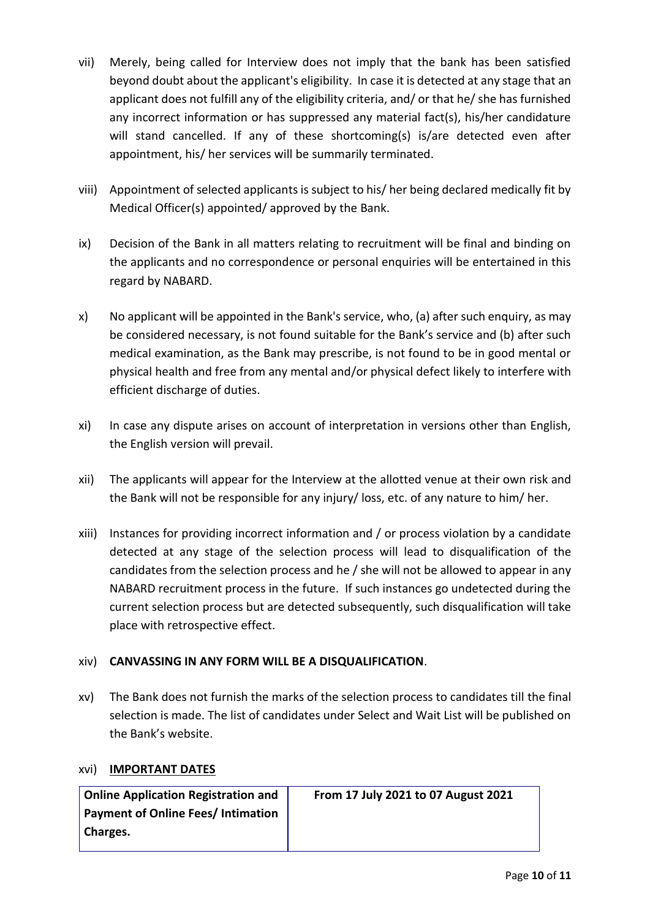vii) Merely, being called for Interview does not imply that the bank has been satisfied beyond doubt about the applicant's eligibility. In case it is detected at any stage that an applicant does not fulfill any of the eligibility criteria, and/ or that he/ she has furnished any incorrect information or has suppressed any material fact(s), his/her candidature will stand cancelled. If any of these shortcoming(s) is/are detected even after appointment, his/ her services will be summarily terminated.

viii) Appointment of selected applicants is subject to his/ her being declared medically fit by Medical Officer(s) appointed/ approved by the Bank.

ix) Decision of the Bank in all matters relating to recruitment will be final and binding on the applicants and no correspondence or personal enquiries will be entertained in this regard by NABARD.

x) No applicant will be appointed in the Bank's service, who, (a) after such enquiry, as may be considered necessary, is not found suitable for the Bank's service and (b) after such medical examination, as the Bank may prescribe, is not found to be in good mental or physical health and free from any mental and/or physical defect likely to interfere with efficient discharge of duties.

xi) In case any dispute arises on account of interpretation in versions other than English, the English version will prevail.

xii) The applicants will appear for the Interview at the allotted venue at their own risk and the Bank will not be responsible for any injury/ loss, etc. of any nature to him/ her.

xiii) Instances for providing incorrect information and / or process violation by a candidate detected at any stage of the selection process will lead to disqualification of the candidates from the selection process and he / she will not be allowed to appear in any NABARD recruitment process in the future. If such instances go undetected during the current selection process but are detected subsequently, such disqualification will take place with retrospective effect.

xiv) **CANVASSING IN ANY FORM WILL BE A DISQUALIFICATION**.

xv) The Bank does not furnish the marks of the selection process to candidates till the final selection is made. The list of candidates under Select and Wait List will be published on the Bank's website.

xvi) **IMPORTANT DATES**

| **Online Application Registration and Payment of Online Fees/ Intimation Charges.** | **From 17 July 2021 to 07 August 2021** |
|---|---|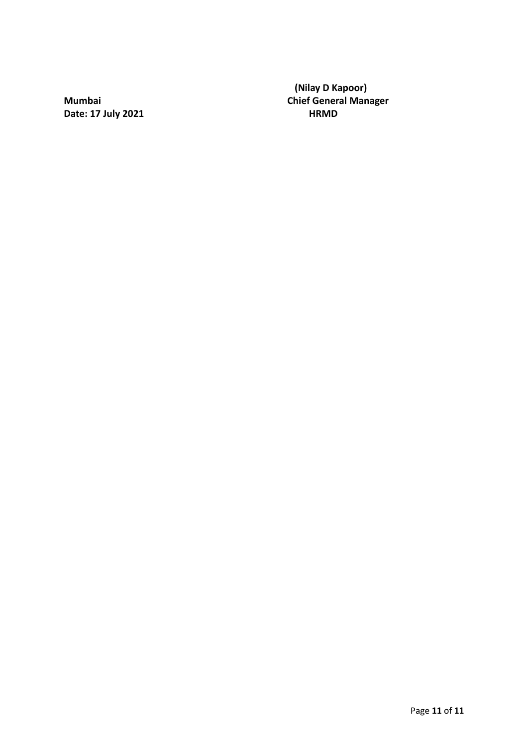**(Nilay D Kapoor)**
**Chief General Manager**
**HRMD**

**Mumbai**
**Date: 17 July 2021**